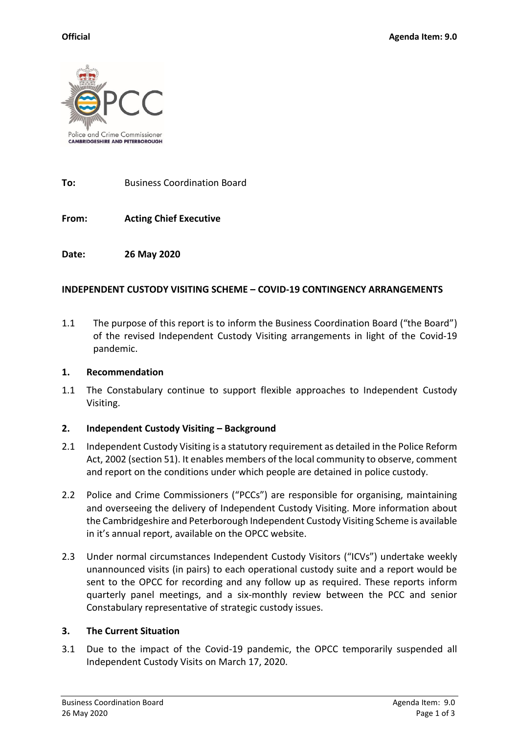**Official** **Agenda Item: 9.0**

Police and Crime Commissioner
**CAMBRIDGESHIRE AND PETERBOROUGH**

**To:** Business Coordination Board

**From:** **Acting Chief Executive**

**Date:** **26 May 2020**

**INDEPENDENT CUSTODY VISITING SCHEME – COVID-19 CONTINGENCY ARRANGEMENTS**

1.1 The purpose of this report is to inform the Business Coordination Board ("the Board") of the revised Independent Custody Visiting arrangements in light of the Covid-19 pandemic.

**1. Recommendation**

1.1 The Constabulary continue to support flexible approaches to Independent Custody Visiting.

**2. Independent Custody Visiting – Background**

2.1 Independent Custody Visiting is a statutory requirement as detailed in the Police Reform Act, 2002 (section 51). It enables members of the local community to observe, comment and report on the conditions under which people are detained in police custody.

2.2 Police and Crime Commissioners ("PCCs") are responsible for organising, maintaining and overseeing the delivery of Independent Custody Visiting. More information about the Cambridgeshire and Peterborough Independent Custody Visiting Scheme is available in it's annual report, available on the OPCC website.

2.3 Under normal circumstances Independent Custody Visitors ("ICVs") undertake weekly unannounced visits (in pairs) to each operational custody suite and a report would be sent to the OPCC for recording and any follow up as required. These reports inform quarterly panel meetings, and a six-monthly review between the PCC and senior Constabulary representative of strategic custody issues.

**3. The Current Situation**

3.1 Due to the impact of the Covid-19 pandemic, the OPCC temporarily suspended all Independent Custody Visits on March 17, 2020.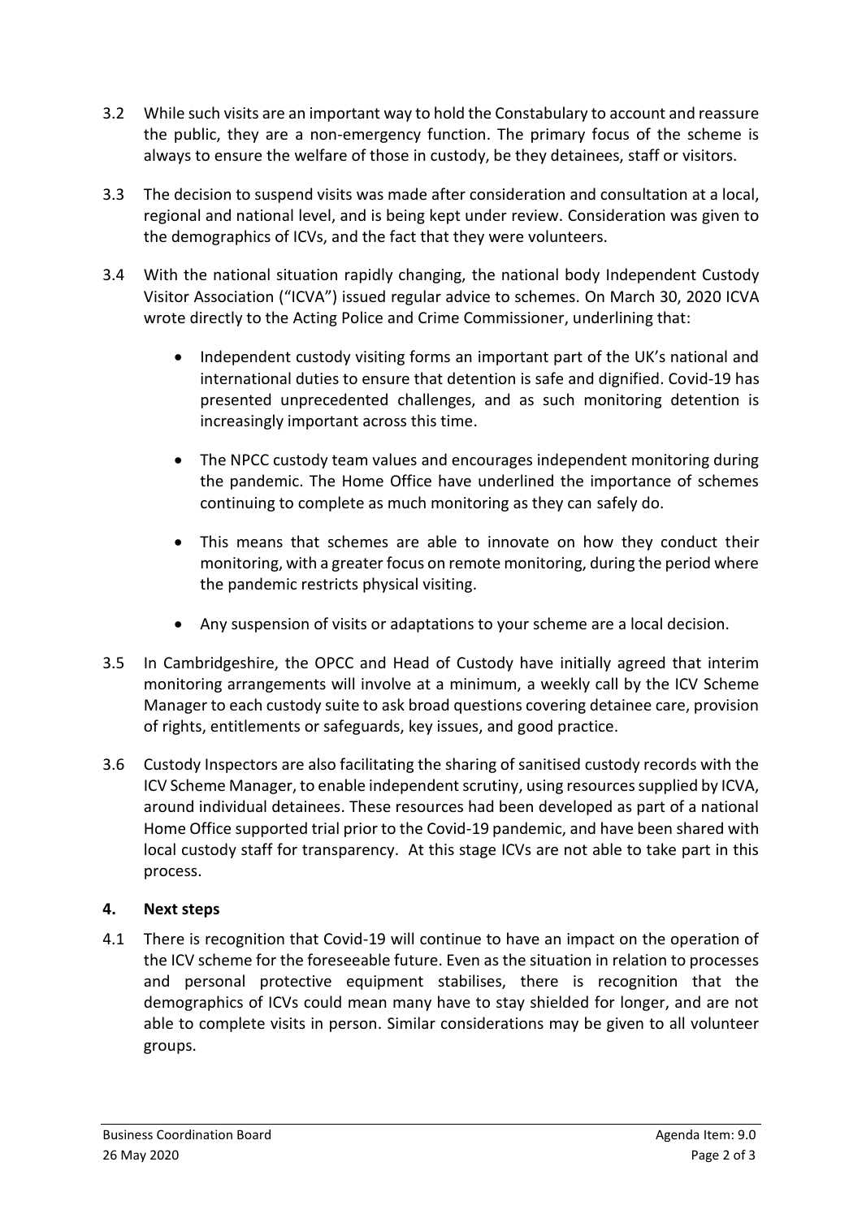3.2 While such visits are an important way to hold the Constabulary to account and reassure the public, they are a non-emergency function. The primary focus of the scheme is always to ensure the welfare of those in custody, be they detainees, staff or visitors.

3.3 The decision to suspend visits was made after consideration and consultation at a local, regional and national level, and is being kept under review. Consideration was given to the demographics of ICVs, and the fact that they were volunteers.

3.4 With the national situation rapidly changing, the national body Independent Custody Visitor Association ("ICVA") issued regular advice to schemes. On March 30, 2020 ICVA wrote directly to the Acting Police and Crime Commissioner, underlining that:

- Independent custody visiting forms an important part of the UK's national and international duties to ensure that detention is safe and dignified. Covid-19 has presented unprecedented challenges, and as such monitoring detention is increasingly important across this time.
- The NPCC custody team values and encourages independent monitoring during the pandemic. The Home Office have underlined the importance of schemes continuing to complete as much monitoring as they can safely do.
- This means that schemes are able to innovate on how they conduct their monitoring, with a greater focus on remote monitoring, during the period where the pandemic restricts physical visiting.
- Any suspension of visits or adaptations to your scheme are a local decision.

3.5 In Cambridgeshire, the OPCC and Head of Custody have initially agreed that interim monitoring arrangements will involve at a minimum, a weekly call by the ICV Scheme Manager to each custody suite to ask broad questions covering detainee care, provision of rights, entitlements or safeguards, key issues, and good practice.

3.6 Custody Inspectors are also facilitating the sharing of sanitised custody records with the ICV Scheme Manager, to enable independent scrutiny, using resources supplied by ICVA, around individual detainees. These resources had been developed as part of a national Home Office supported trial prior to the Covid-19 pandemic, and have been shared with local custody staff for transparency. At this stage ICVs are not able to take part in this process.

## 4. Next steps

4.1 There is recognition that Covid-19 will continue to have an impact on the operation of the ICV scheme for the foreseeable future. Even as the situation in relation to processes and personal protective equipment stabilises, there is recognition that the demographics of ICVs could mean many have to stay shielded for longer, and are not able to complete visits in person. Similar considerations may be given to all volunteer groups.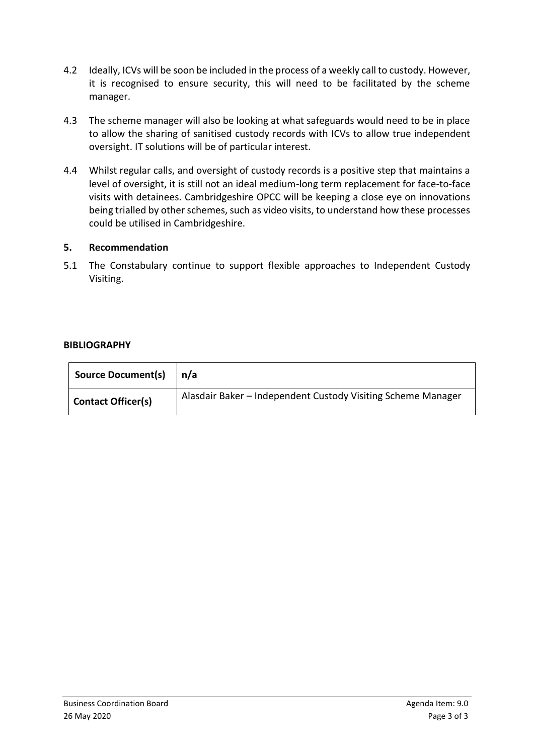4.2 Ideally, ICVs will be soon be included in the process of a weekly call to custody. However, it is recognised to ensure security, this will need to be facilitated by the scheme manager.

4.3 The scheme manager will also be looking at what safeguards would need to be in place to allow the sharing of sanitised custody records with ICVs to allow true independent oversight. IT solutions will be of particular interest.

4.4 Whilst regular calls, and oversight of custody records is a positive step that maintains a level of oversight, it is still not an ideal medium-long term replacement for face-to-face visits with detainees. Cambridgeshire OPCC will be keeping a close eye on innovations being trialled by other schemes, such as video visits, to understand how these processes could be utilised in Cambridgeshire.

## 5. Recommendation

5.1 The Constabulary continue to support flexible approaches to Independent Custody Visiting.

**BIBLIOGRAPHY**

| | |
|---|---|
| **Source Document(s)** | **n/a** |
| **Contact Officer(s)** | Alasdair Baker – Independent Custody Visiting Scheme Manager |